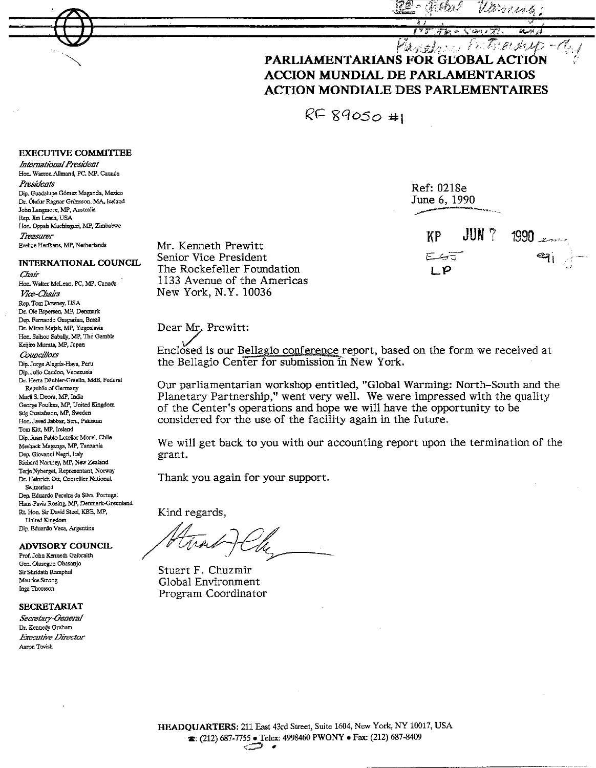# PARLIAMENTARIANS FOR GLOBAL ACTION
# ACCION MUNDIAL DE PARLAMENTARIOS
# ACTION MONDIALE DES PARLEMENTAIRES

RF 89050 #1

**EXECUTIVE COMMITTEE**

*International President*
Hon. Warren Allmand, PC, MP, Canada

*Presidents*
Dip. Guadalupe Gómez Maganda, Mexico
Dr. Ólafur Ragnar Grímsson, MA, Iceland
John Langmore, MP, Australia
Rep. Jim Leach, USA
Hon. Oppah Muchinguri, MP, Zimbabwe

*Treasurer*
Eveline Herfkens, MP, Netherlands

**INTERNATIONAL COUNCIL**

*Chair*
Hon. Walter McLean, PC, MP, Canada

*Vice-Chairs*
Rep. Tom Downey, USA
Dr. Ole Espersen, MF, Denmark
Dep. Fernando Gasparian, Brazil
Dr. Miran Mejak, MP, Yugoslavia
Hon. Saihou Sabally, MP, The Gambia
Keijiro Murata, MP, Japan

*Councillors*
Dip. Jorge Alegria-Haya, Peru
Dip. Julio Camino, Venezuela
Dr. Herta Däubler-Gmelin, MdB, Federal Republic of Germany
Murli S. Deora, MP, India
George Foulkes, MP, United Kingdom
Stig Gustafsson, MP, Sweden
Hon. Javed Jabbar, Sen., Pakistan
Tom Kitt, MP, Ireland
Dip. Juan Pablo Letelier Morel, Chile
Meshack Maganga, MP, Tanzania
Dep. Giovanni Negri, Italy
Richard Northey, MP, New Zealand
Terje Nyberget, Representant, Norway
Dr. Heinrich Ott, Conseiller National, Switzerland
Dep. Eduardo Pereira da Silva, Portugal
Hans-Pavia Rosing, MF, Denmark-Greenland
Rt. Hon. Sir David Steel, KBE, MP, United Kingdom
Dip. Eduardo Vaca, Argentina

**ADVISORY COUNCIL**

Prof. John Kenneth Galbraith
Gen. Olusegun Obasanjo
Sir Shridath Ramphal
Maurice Strong
Inga Thorsson

**SECRETARIAT**

*Secretary-General*
Dr. Kennedy Graham

*Executive Director*
Aaron Tovish

Ref: 0218e
June 6, 1990

KP JUN 7 1990

Mr. Kenneth Prewitt
Senior Vice President
The Rockefeller Foundation
1133 Avenue of the Americas
New York, N.Y. 10036

Dear Mr. Prewitt:

Enclosed is our Bellagio conference report, based on the form we received at the Bellagio Center for submission in New York.

Our parliamentarian workshop entitled, "Global Warming: North-South and the Planetary Partnership," went very well. We were impressed with the quality of the Center's operations and hope we will have the opportunity to be considered for the use of the facility again in the future.

We will get back to you with our accounting report upon the termination of the grant.

Thank you again for your support.

Kind regards,

Stuart F. Chuzmir
Global Environment
Program Coordinator

**HEADQUARTERS:** 211 East 43rd Street, Suite 1604, New York, NY 10017, USA
☎: (212) 687-7755 • Telex: 4998460 PWONY • Fax: (212) 687-8409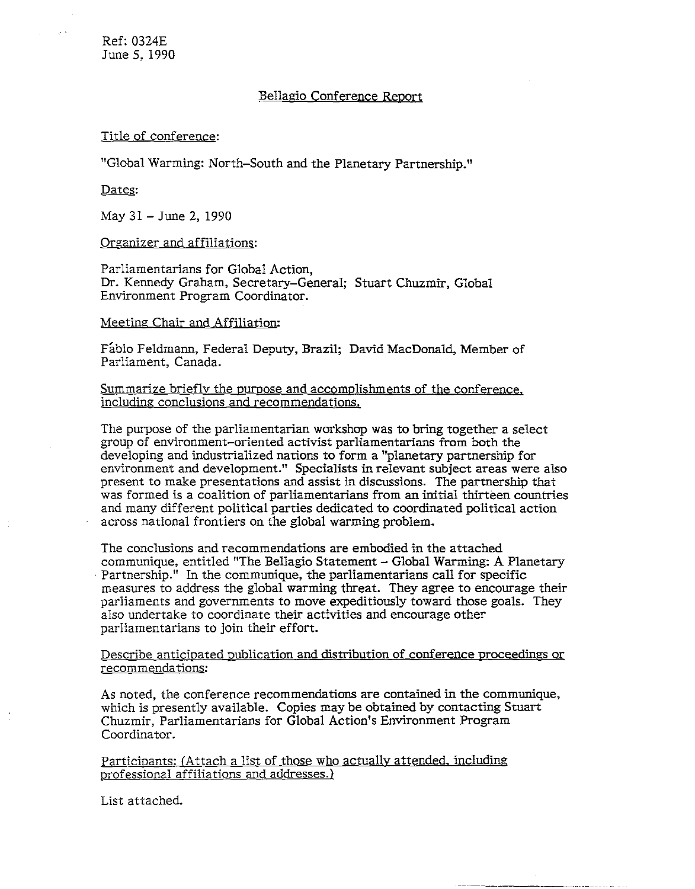Ref: 0324E
June 5, 1990

## Bellagio Conference Report

Title of conference:

"Global Warming: North–South and the Planetary Partnership."

Dates:

May 31 – June 2, 1990

Organizer and affiliations:

Parliamentarians for Global Action,
Dr. Kennedy Graham, Secretary–General; Stuart Chuzmir, Global Environment Program Coordinator.

Meeting Chair and Affiliation:

Fábio Feldmann, Federal Deputy, Brazil; David MacDonald, Member of Parliament, Canada.

Summarize briefly the purpose and accomplishments of the conference, including conclusions and recommendations.

The purpose of the parliamentarian workshop was to bring together a select group of environment–oriented activist parliamentarians from both the developing and industrialized nations to form a "planetary partnership for environment and development." Specialists in relevant subject areas were also present to make presentations and assist in discussions. The partnership that was formed is a coalition of parliamentarians from an initial thirteen countries and many different political parties dedicated to coordinated political action across national frontiers on the global warming problem.

The conclusions and recommendations are embodied in the attached communique, entitled "The Bellagio Statement – Global Warming: A Planetary Partnership." In the communique, the parliamentarians call for specific measures to address the global warming threat. They agree to encourage their parliaments and governments to move expeditiously toward those goals. They also undertake to coordinate their activities and encourage other parliamentarians to join their effort.

Describe anticipated publication and distribution of conference proceedings or recommendations:

As noted, the conference recommendations are contained in the communique, which is presently available. Copies may be obtained by contacting Stuart Chuzmir, Parliamentarians for Global Action's Environment Program Coordinator.

Participants: (Attach a list of those who actually attended, including professional affiliations and addresses.)

List attached.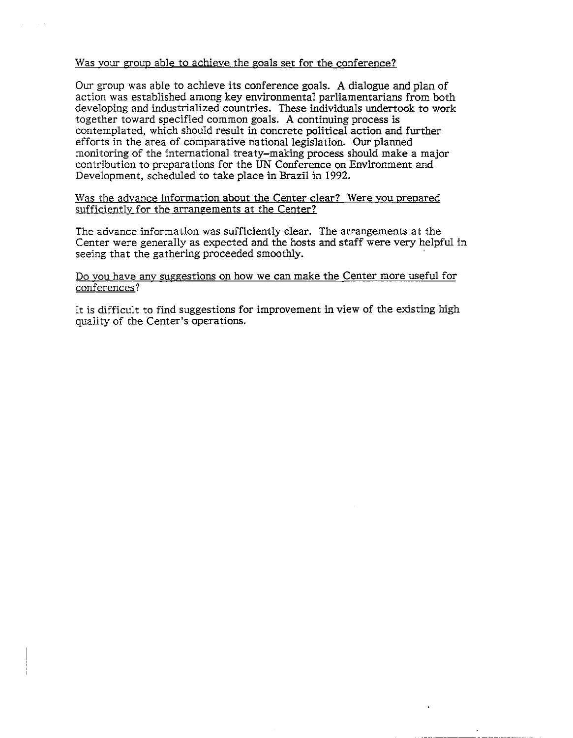Was your group able to achieve the goals set for the conference?

Our group was able to achieve its conference goals. A dialogue and plan of action was established among key environmental parliamentarians from both developing and industrialized countries. These individuals undertook to work together toward specified common goals. A continuing process is contemplated, which should result in concrete political action and further efforts in the area of comparative national legislation. Our planned monitoring of the international treaty-making process should make a major contribution to preparations for the UN Conference on Environment and Development, scheduled to take place in Brazil in 1992.

Was the advance information about the Center clear? Were you prepared sufficiently for the arrangements at the Center?

The advance information was sufficiently clear. The arrangements at the Center were generally as expected and the hosts and staff were very helpful in seeing that the gathering proceeded smoothly.

Do you have any suggestions on how we can make the Center more useful for conferences?

It is difficult to find suggestions for improvement in view of the existing high quality of the Center's operations.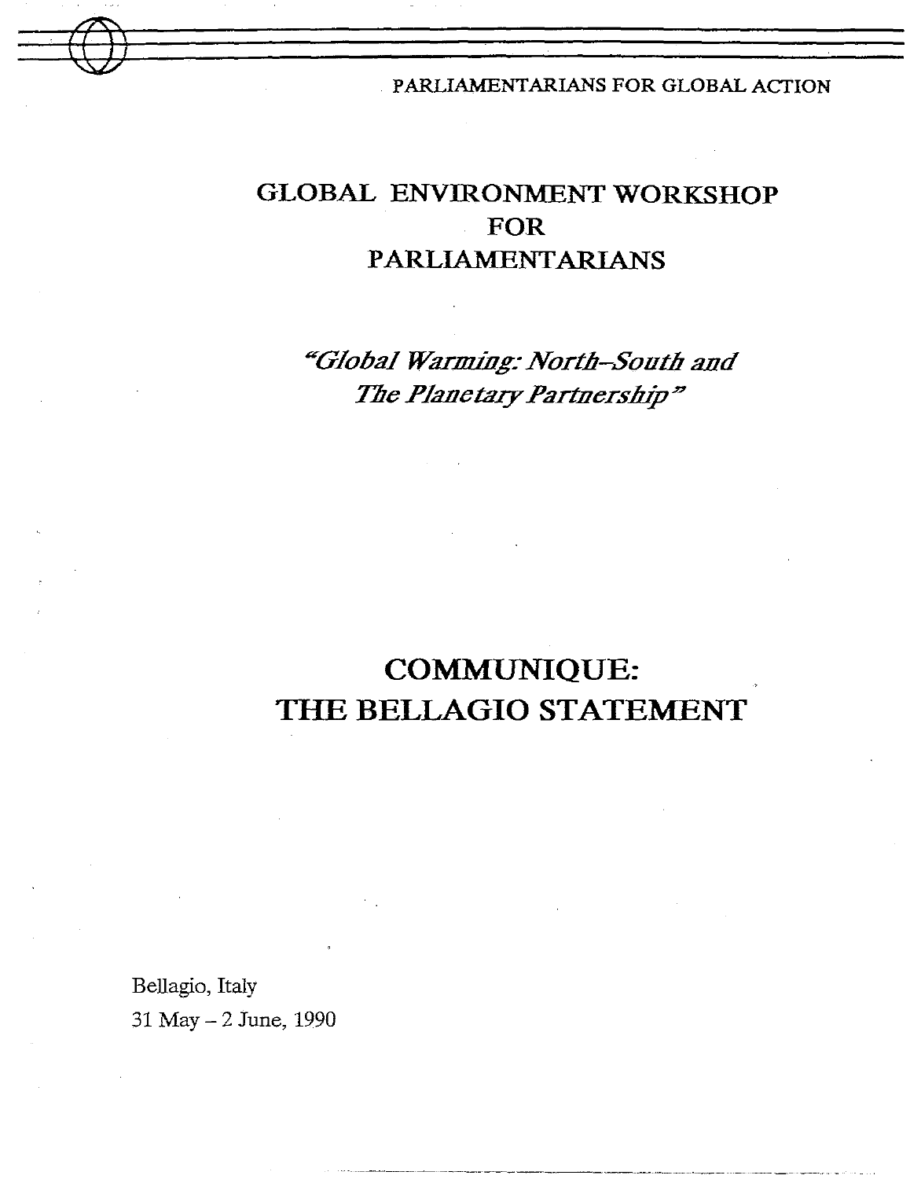PARLIAMENTARIANS FOR GLOBAL ACTION

# GLOBAL ENVIRONMENT WORKSHOP FOR PARLIAMENTARIANS

*"Global Warming: North–South and The Planetary Partnership"*

# COMMUNIQUE: THE BELLAGIO STATEMENT

Bellagio, Italy

31 May – 2 June, 1990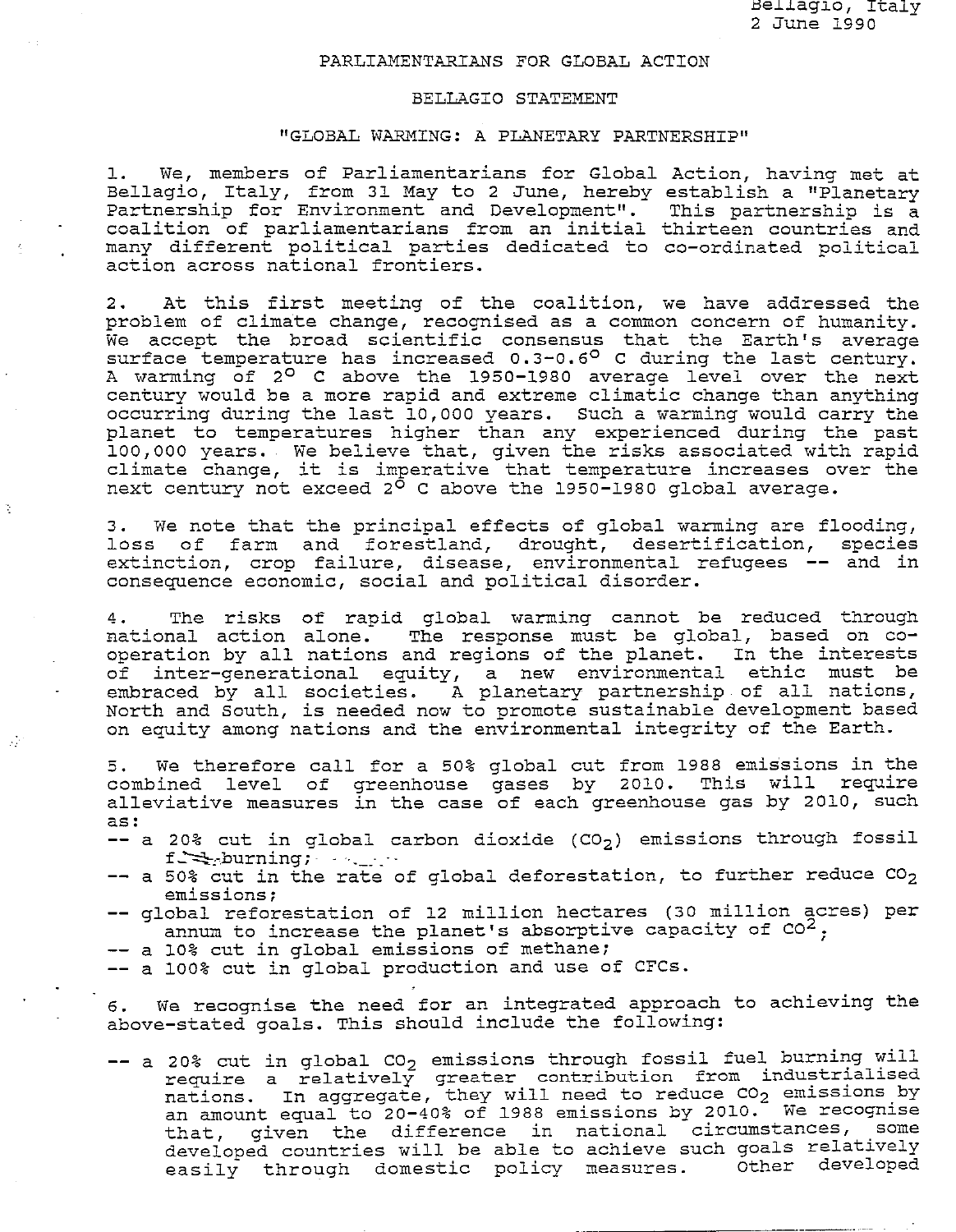Bellagio, Italy
2 June 1990

PARLIAMENTARIANS FOR GLOBAL ACTION

BELLAGIO STATEMENT

"GLOBAL WARMING: A PLANETARY PARTNERSHIP"

1. We, members of Parliamentarians for Global Action, having met at Bellagio, Italy, from 31 May to 2 June, hereby establish a "Planetary Partnership for Environment and Development". This partnership is a coalition of parliamentarians from an initial thirteen countries and many different political parties dedicated to co-ordinated political action across national frontiers.

2. At this first meeting of the coalition, we have addressed the problem of climate change, recognised as a common concern of humanity. We accept the broad scientific consensus that the Earth's average surface temperature has increased 0.3-0.6$^{o}$ C during the last century. A warming of 2$^{o}$ C above the 1950-1980 average level over the next century would be a more rapid and extreme climatic change than anything occurring during the last 10,000 years. Such a warming would carry the planet to temperatures higher than any experienced during the past 100,000 years. We believe that, given the risks associated with rapid climate change, it is imperative that temperature increases over the next century not exceed 2$^{o}$ C above the 1950-1980 global average.

3. We note that the principal effects of global warming are flooding, loss of farm and forestland, drought, desertification, species extinction, crop failure, disease, environmental refugees -- and in consequence economic, social and political disorder.

4. The risks of rapid global warming cannot be reduced through national action alone. The response must be global, based on co-operation by all nations and regions of the planet. In the interests of inter-generational equity, a new environmental ethic must be embraced by all societies. A planetary partnership of all nations, North and South, is needed now to promote sustainable development based on equity among nations and the environmental integrity of the Earth.

5. We therefore call for a 50% global cut from 1988 emissions in the combined level of greenhouse gases by 2010. This will require alleviative measures in the case of each greenhouse gas by 2010, such as:

-- a 20% cut in global carbon dioxide ($CO_2$) emissions through fossil fuel burning;

-- a 50% cut in the rate of global deforestation, to further reduce $CO_2$ emissions;

-- global reforestation of 12 million hectares (30 million acres) per annum to increase the planet's absorptive capacity of $CO^2$;

-- a 10% cut in global emissions of methane;

-- a 100% cut in global production and use of CFCs.

6. We recognise the need for an integrated approach to achieving the above-stated goals. This should include the following:

-- a 20% cut in global $CO_2$ emissions through fossil fuel burning will require a relatively greater contribution from industrialised nations. In aggregate, they will need to reduce $CO_2$ emissions by an amount equal to 20-40% of 1988 emissions by 2010. We recognise that, given the difference in national circumstances, some developed countries will be able to achieve such goals relatively easily through domestic policy measures. Other developed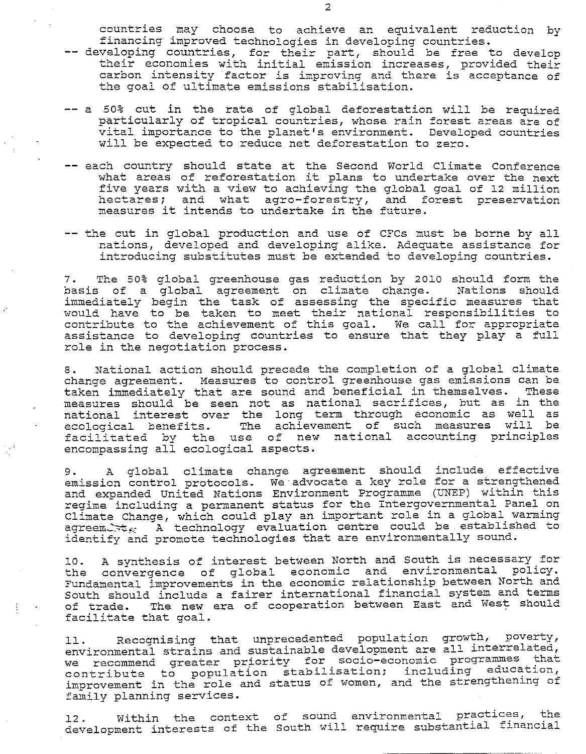countries may choose to achieve an equivalent reduction by financing improved technologies in developing countries.

-- developing countries, for their part, should be free to develop their economies with initial emission increases, provided their carbon intensity factor is improving and there is acceptance of the goal of ultimate emissions stabilisation.

-- a 50% cut in the rate of global deforestation will be required particularly of tropical countries, whose rain forest areas are of vital importance to the planet's environment. Developed countries will be expected to reduce net deforestation to zero.

-- each country should state at the Second World Climate Conference what areas of reforestation it plans to undertake over the next five years with a view to achieving the global goal of 12 million hectares; and what agro-forestry, and forest preservation measures it intends to undertake in the future.

-- the cut in global production and use of CFCs must be borne by all nations, developed and developing alike. Adequate assistance for introducing substitutes must be extended to developing countries.

7. The 50% global greenhouse gas reduction by 2010 should form the basis of a global agreement on climate change. Nations should immediately begin the task of assessing the specific measures that would have to be taken to meet their national responsibilities to contribute to the achievement of this goal. We call for appropriate assistance to developing countries to ensure that they play a full role in the negotiation process.

8. National action should precede the completion of a global climate change agreement. Measures to control greenhouse gas emissions can be taken immediately that are sound and beneficial in themselves. These measures should be seen not as national sacrifices, but as in the national interest over the long term through economic as well as ecological benefits. The achievement of such measures will be facilitated by the use of new national accounting principles encompassing all ecological aspects.

9. A global climate change agreement should include effective emission control protocols. We advocate a key role for a strengthened and expanded United Nations Environment Programme (UNEP) within this regime including a permanent status for the Intergovernmental Panel on Climate Change, which could play an important role in a global warming agreement. A technology evaluation centre could be established to identify and promote technologies that are environmentally sound.

10. A synthesis of interest between North and South is necessary for the convergence of global economic and environmental policy. Fundamental improvements in the economic relationship between North and South should include a fairer international financial system and terms of trade. The new era of cooperation between East and West should facilitate that goal.

11. Recognising that unprecedented population growth, poverty, environmental strains and sustainable development are all interrelated, we recommend greater priority for socio-economic programmes that contribute to population stabilisation; including education, improvement in the role and status of women, and the strengthening of family planning services.

12. Within the context of sound environmental practices, the development interests of the South will require substantial financial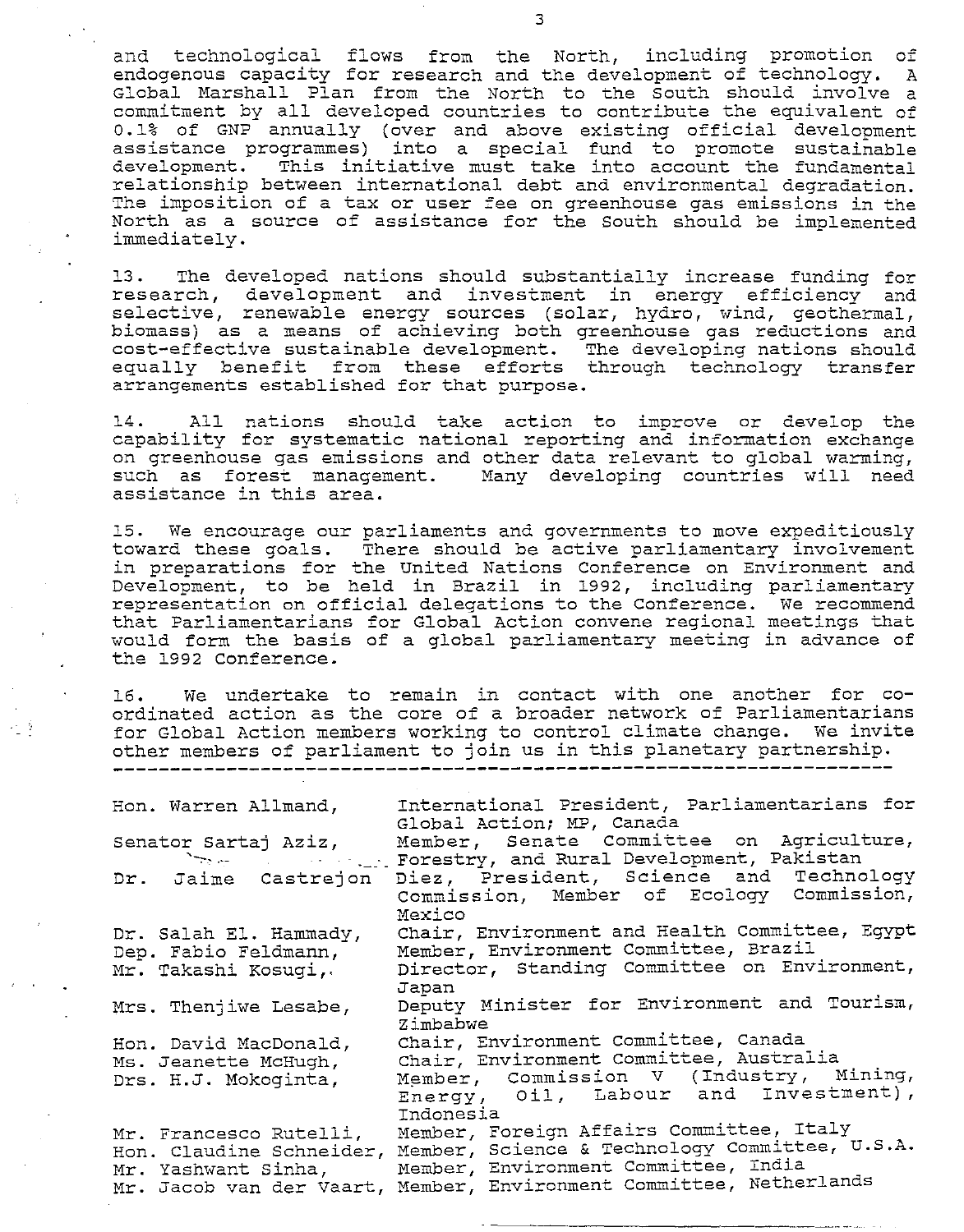and technological flows from the North, including promotion of endogenous capacity for research and the development of technology. A Global Marshall Plan from the North to the South should involve a commitment by all developed countries to contribute the equivalent of 0.1% of GNP annually (over and above existing official development assistance programmes) into a special fund to promote sustainable development. This initiative must take into account the fundamental relationship between international debt and environmental degradation. The imposition of a tax or user fee on greenhouse gas emissions in the North as a source of assistance for the South should be implemented immediately.

13. The developed nations should substantially increase funding for research, development and investment in energy efficiency and selective, renewable energy sources (solar, hydro, wind, geothermal, biomass) as a means of achieving both greenhouse gas reductions and cost-effective sustainable development. The developing nations should equally benefit from these efforts through technology transfer arrangements established for that purpose.

14. All nations should take action to improve or develop the capability for systematic national reporting and information exchange on greenhouse gas emissions and other data relevant to global warming, such as forest management. Many developing countries will need assistance in this area.

15. We encourage our parliaments and governments to move expeditiously toward these goals. There should be active parliamentary involvement in preparations for the United Nations Conference on Environment and Development, to be held in Brazil in 1992, including parliamentary representation on official delegations to the Conference. We recommend that Parliamentarians for Global Action convene regional meetings that would form the basis of a global parliamentary meeting in advance of the 1992 Conference.

16. We undertake to remain in contact with one another for co-ordinated action as the core of a broader network of Parliamentarians for Global Action members working to control climate change. We invite other members of parliament to join us in this planetary partnership.

---

| | |
|---|---|
| Hon. Warren Allmand, | International President, Parliamentarians for Global Action; MP, Canada |
| Senator Sartaj Aziz, | Member, Senate Committee on Agriculture, Forestry, and Rural Development, Pakistan |
| Dr. Jaime Castrejon | Diez, President, Science and Technology Commission, Member of Ecology Commission, Mexico |
| Dr. Salah El. Hammady, | Chair, Environment and Health Committee, Egypt |
| Dep. Fabio Feldmann, | Member, Environment Committee, Brazil |
| Mr. Takashi Kosugi, | Director, Standing Committee on Environment, Japan |
| Mrs. Thenjiwe Lesabe, | Deputy Minister for Environment and Tourism, Zimbabwe |
| Hon. David MacDonald, | Chair, Environment Committee, Canada |
| Ms. Jeanette McHugh, | Chair, Environment Committee, Australia |
| Drs. H.J. Mokoginta, | Member, Commission V (Industry, Mining, Energy, Oil, Labour and Investment), Indonesia |
| Mr. Francesco Rutelli, | Member, Foreign Affairs Committee, Italy |
| Hon. Claudine Schneider, | Member, Science & Technology Committee, U.S.A. |
| Mr. Yashwant Sinha, | Member, Environment Committee, India |
| Mr. Jacob van der Vaart, | Member, Environment Committee, Netherlands |